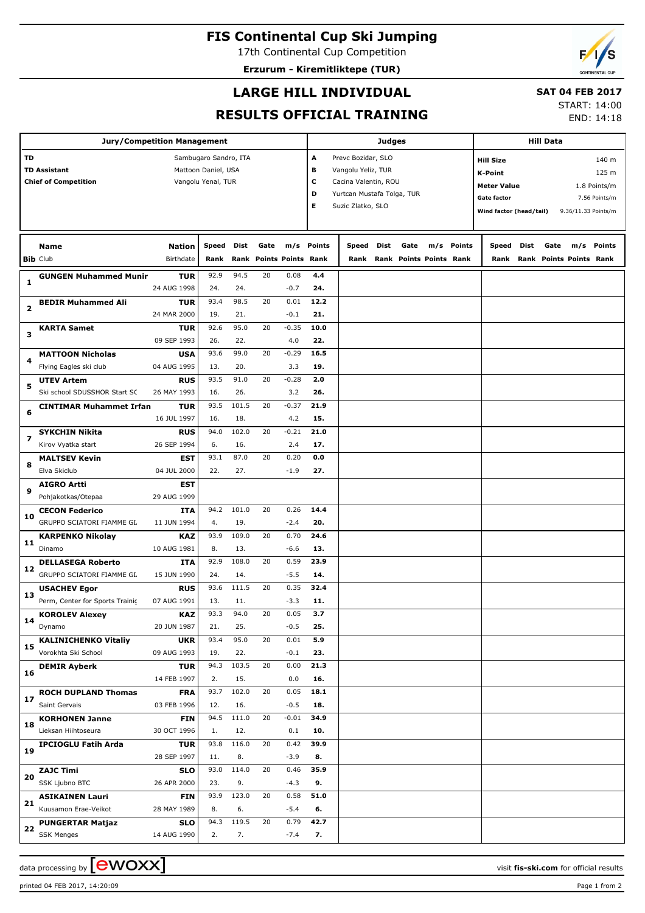# FIS Continental Cup Ski Jumping

17th Continental Cup Competition

**Erzurum - Kiremitliktepe (TUR)**

## LARGE HILL INDIVIDUAL

## RESULTS OFFICIAL TRAINING

**SAT 04 FEB 2017**

START: 14:00

END: 14:18

| Jury/Competition Management | |
|---|---|
| **TD** | Sambugaro Sandro, ITA |
| **TD Assistant** | Mattoon Daniel, USA |
| **Chief of Competition** | Vangolu Yenal, TUR |

| Judges | |
|---|---|
| **A** | Prevc Bozidar, SLO |
| **B** | Vangolu Yeliz, TUR |
| **C** | Cacina Valentin, ROU |
| **D** | Yurtcan Mustafa Tolga, TUR |
| **E** | Suzic Zlatko, SLO |

| Hill Data | |
|---|---|
| **Hill Size** | 140 m |
| **K-Point** | 125 m |
| **Meter Value** | 1.8 Points/m |
| **Gate factor** | 7.56 Points/m |
| **Wind factor (head/tail)** | 9.36/11.33 Points/m |

| Bib | Name / Club | Nation / Birthdate | Speed / Rank | Dist / Rank | Gate / Points | m/s / Points | Points / Rank |
|---|---|---|---|---|---|---|---|
| 1 | **GUNGEN Muhammed Munir** | **TUR** / 24 AUG 1998 | 92.9 / 24. | 94.5 / 24. | 20 | 0.08 / -0.7 | **4.4** / **24.** |
| 2 | **BEDIR Muhammed Ali** | **TUR** / 24 MAR 2000 | 93.4 / 19. | 98.5 / 21. | 20 | 0.01 / -0.1 | **12.2** / **21.** |
| 3 | **KARTA Samet** | **TUR** / 09 SEP 1993 | 92.6 / 26. | 95.0 / 22. | 20 | -0.35 / 4.0 | **10.0** / **22.** |
| 4 | **MATTOON Nicholas** / Flying Eagles ski club | **USA** / 04 AUG 1995 | 93.6 / 13. | 99.0 / 20. | 20 | -0.29 / 3.3 | **16.5** / **19.** |
| 5 | **UTEV Artem** / Ski school SDUSSHOR Start SC | **RUS** / 26 MAY 1993 | 93.5 / 16. | 91.0 / 26. | 20 | -0.28 / 3.2 | **2.0** / **26.** |
| 6 | **CINTIMAR Muhammet Irfan** | **TUR** / 16 JUL 1997 | 93.5 / 16. | 101.5 / 18. | 20 | -0.37 / 4.2 | **21.9** / **15.** |
| 7 | **SYKCHIN Nikita** / Kirov Vyatka start | **RUS** / 26 SEP 1994 | 94.0 / 6. | 102.0 / 16. | 20 | -0.21 / 2.4 | **21.0** / **17.** |
| 8 | **MALTSEV Kevin** / Elva Skiclub | **EST** / 04 JUL 2000 | 93.1 / 22. | 87.0 / 27. | 20 | 0.20 / -1.9 | **0.0** / **27.** |
| 9 | **AIGRO Artti** / Pohjakotkas/Otepaa | **EST** / 29 AUG 1999 | | | | | |
| 10 | **CECON Federico** / GRUPPO SCIATORI FIAMME GI. | **ITA** / 11 JUN 1994 | 94.2 / 4. | 101.0 / 19. | 20 | 0.26 / -2.4 | **14.4** / **20.** |
| 11 | **KARPENKO Nikolay** / Dinamo | **KAZ** / 10 AUG 1981 | 93.9 / 8. | 109.0 / 13. | 20 | 0.70 / -6.6 | **24.6** / **13.** |
| 12 | **DELLASEGA Roberto** / GRUPPO SCIATORI FIAMME GI. | **ITA** / 15 JUN 1990 | 92.9 / 24. | 108.0 / 14. | 20 | 0.59 / -5.5 | **23.9** / **14.** |
| 13 | **USACHEV Egor** / Perm, Center for Sports Trainig | **RUS** / 07 AUG 1991 | 93.6 / 13. | 111.5 / 11. | 20 | 0.35 / -3.3 | **32.4** / **11.** |
| 14 | **KOROLEV Alexey** / Dynamo | **KAZ** / 20 JUN 1987 | 93.3 / 21. | 94.0 / 25. | 20 | 0.05 / -0.5 | **3.7** / **25.** |
| 15 | **KALINICHENKO Vitaliy** / Vorokhta Ski School | **UKR** / 09 AUG 1993 | 93.4 / 19. | 95.0 / 22. | 20 | 0.01 / -0.1 | **5.9** / **23.** |
| 16 | **DEMIR Ayberk** | **TUR** / 14 FEB 1997 | 94.3 / 2. | 103.5 / 15. | 20 | 0.00 / 0.0 | **21.3** / **16.** |
| 17 | **ROCH DUPLAND Thomas** / Saint Gervais | **FRA** / 03 FEB 1996 | 93.7 / 12. | 102.0 / 16. | 20 | 0.05 / -0.5 | **18.1** / **18.** |
| 18 | **KORHONEN Janne** / Lieksan Hiihtoseura | **FIN** / 30 OCT 1996 | 94.5 / 1. | 111.0 / 12. | 20 | -0.01 / 0.1 | **34.9** / **10.** |
| 19 | **IPCIOGLU Fatih Arda** | **TUR** / 28 SEP 1997 | 93.8 / 11. | 116.0 / 8. | 20 | 0.42 / -3.9 | **39.9** / **8.** |
| 20 | **ZAJC Timi** / SSK Ljubno BTC | **SLO** / 26 APR 2000 | 93.0 / 23. | 114.0 / 9. | 20 | 0.46 / -4.3 | **35.9** / **9.** |
| 21 | **ASIKAINEN Lauri** / Kuusamon Erae-Veikot | **FIN** / 28 MAY 1989 | 93.9 / 8. | 123.0 / 6. | 20 | 0.58 / -5.4 | **51.0** / **6.** |
| 22 | **PUNGERTAR Matjaz** / SSK Menges | **SLO** / 14 AUG 1990 | 94.3 / 2. | 119.5 / 7. | 20 | 0.79 / -7.4 | **42.7** / **7.** |

data processing by ewoxx — visit **fis-ski.com** for official results

printed 04 FEB 2017, 14:20:09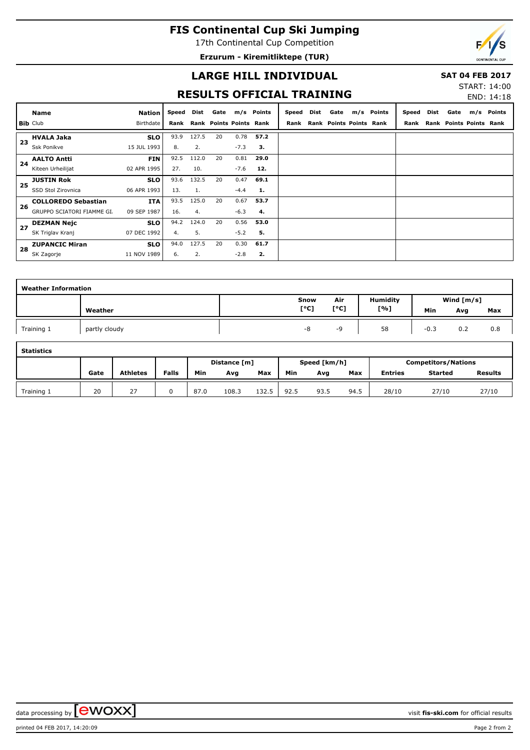# FIS Continental Cup Ski Jumping

17th Continental Cup Competition

**Erzurum - Kiremitliktepe (TUR)**

## LARGE HILL INDIVIDUAL

**SAT 04 FEB 2017**

START: 14:00

END: 14:18

## RESULTS OFFICIAL TRAINING

| Bib | Name / Club | Nation / Birthdate | Speed / Rank | Dist / Rank | Gate / Points | m/s / Points | Points / Rank | Speed / Rank | Dist / Rank | Gate / Points | m/s / Points | Points / Rank | Speed / Rank | Dist / Rank | Gate / Points | m/s / Points | Points / Rank |
|---|---|---|---|---|---|---|---|---|---|---|---|---|---|---|---|---|---|
| 23 | **HVALA Jaka** | **SLO** | 93.9 | 127.5 | 20 | 0.78 | **57.2** | | | | | | | | | | |
| | Ssk Ponikve | 15 JUL 1993 | 8. | 2. | | -7.3 | **3.** | | | | | | | | | | |
| 24 | **AALTO Antti** | **FIN** | 92.5 | 112.0 | 20 | 0.81 | **29.0** | | | | | | | | | | |
| | Kiteen Urheilijat | 02 APR 1995 | 27. | 10. | | -7.6 | **12.** | | | | | | | | | | |
| 25 | **JUSTIN Rok** | **SLO** | 93.6 | 132.5 | 20 | 0.47 | **69.1** | | | | | | | | | | |
| | SSD Stol Zirovnica | 06 APR 1993 | 13. | 1. | | -4.4 | **1.** | | | | | | | | | | |
| 26 | **COLLOREDO Sebastian** | **ITA** | 93.5 | 125.0 | 20 | 0.67 | **53.7** | | | | | | | | | | |
| | GRUPPO SCIATORI FIAMME GI. | 09 SEP 1987 | 16. | 4. | | -6.3 | **4.** | | | | | | | | | | |
| 27 | **DEZMAN Nejc** | **SLO** | 94.2 | 124.0 | 20 | 0.56 | **53.0** | | | | | | | | | | |
| | SK Triglav Kranj | 07 DEC 1992 | 4. | 5. | | -5.2 | **5.** | | | | | | | | | | |
| 28 | **ZUPANCIC Miran** | **SLO** | 94.0 | 127.5 | 20 | 0.30 | **61.7** | | | | | | | | | | |
| | SK Zagorje | 11 NOV 1989 | 6. | 2. | | -2.8 | **2.** | | | | | | | | | | |

### Weather Information

| | Weather | Snow [°C] | Air [°C] | Humidity [%] | Wind [m/s] Min | Avg | Max |
|---|---|---|---|---|---|---|---|
| Training 1 | partly cloudy | -8 | -9 | 58 | -0.3 | 0.2 | 0.8 |

### Statistics

| | Gate | Athletes | Falls | Distance [m] Min | Avg | Max | Speed [km/h] Min | Avg | Max | Competitors/Nations Entries | Started | Results |
|---|---|---|---|---|---|---|---|---|---|---|---|---|
| Training 1 | 20 | 27 | 0 | 87.0 | 108.3 | 132.5 | 92.5 | 93.5 | 94.5 | 28/10 | 27/10 | 27/10 |

data processing by [ewoxx]

visit **fis-ski.com** for official results

printed 04 FEB 2017, 14:20:09